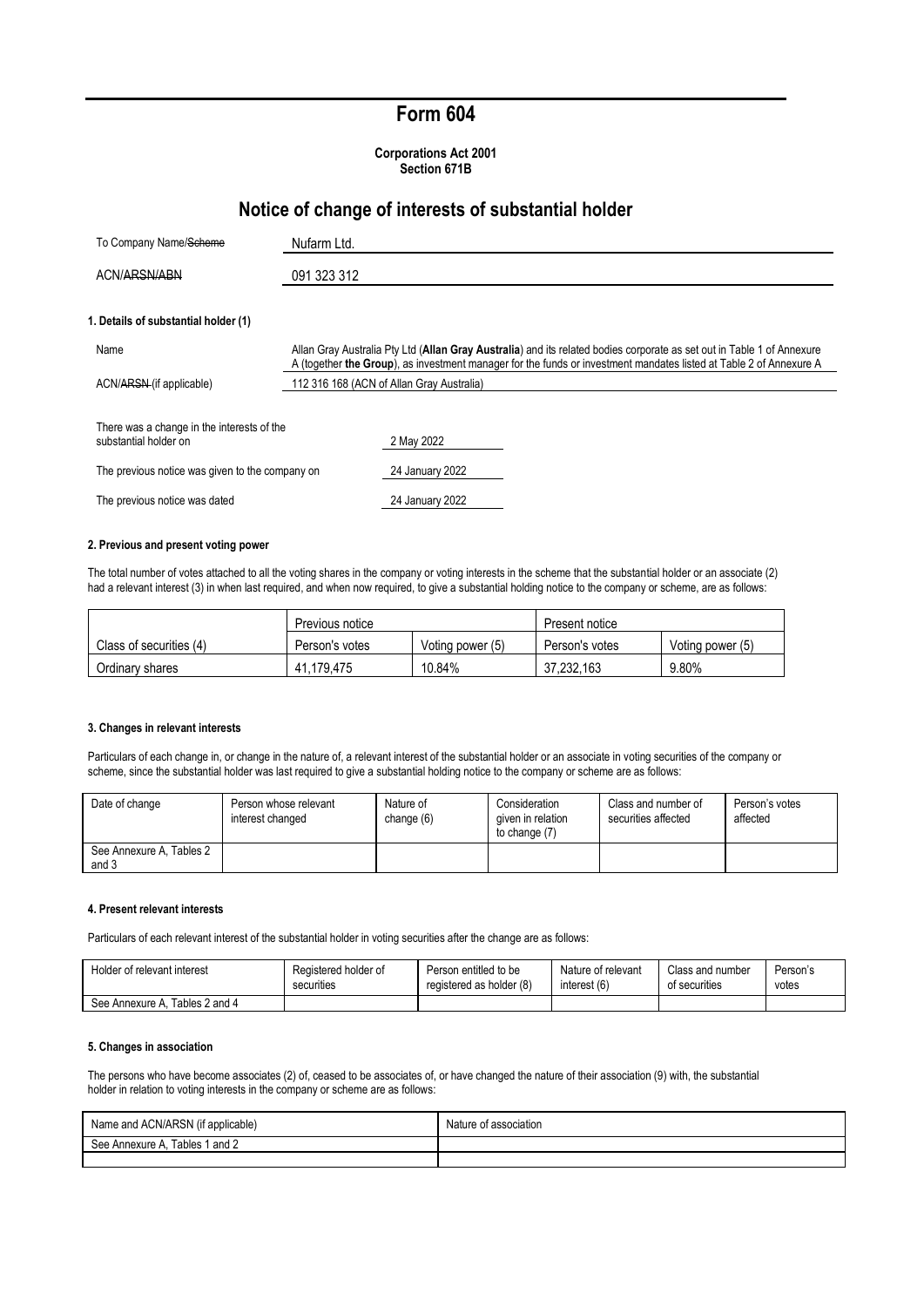# Form 604

**Corporations Act 2001**
**Section 671B**

## Notice of change of interests of substantial holder

| | |
|---|---|
| To Company Name/~~Scheme~~ | Nufarm Ltd. |
| ACN/~~ARSN/ABN~~ | 091 323 312 |

**1. Details of substantial holder (1)**

| | |
|---|---|
| Name | Allan Gray Australia Pty Ltd (**Allan Gray Australia**) and its related bodies corporate as set out in Table 1 of Annexure A (together **the Group**), as investment manager for the funds or investment mandates listed at Table 2 of Annexure A |
| ACN/~~ARSN~~ (if applicable) | 112 316 168 (ACN of Allan Gray Australia) |

| | |
|---|---|
| There was a change in the interests of the substantial holder on | 2 May 2022 |
| The previous notice was given to the company on | 24 January 2022 |
| The previous notice was dated | 24 January 2022 |

**2. Previous and present voting power**

The total number of votes attached to all the voting shares in the company or voting interests in the scheme that the substantial holder or an associate (2) had a relevant interest (3) in when last required, and when now required, to give a substantial holding notice to the company or scheme, are as follows:

| | Previous notice | | Present notice | |
|---|---|---|---|---|
| Class of securities (4) | Person's votes | Voting power (5) | Person's votes | Voting power (5) |
| Ordinary shares | 41,179,475 | 10.84% | 37,232,163 | 9.80% |

**3. Changes in relevant interests**

Particulars of each change in, or change in the nature of, a relevant interest of the substantial holder or an associate in voting securities of the company or scheme, since the substantial holder was last required to give a substantial holding notice to the company or scheme are as follows:

| Date of change | Person whose relevant interest changed | Nature of change (6) | Consideration given in relation to change (7) | Class and number of securities affected | Person's votes affected |
|---|---|---|---|---|---|
| See Annexure A, Tables 2 and 3 | | | | | |

**4. Present relevant interests**

Particulars of each relevant interest of the substantial holder in voting securities after the change are as follows:

| Holder of relevant interest | Registered holder of securities | Person entitled to be registered as holder (8) | Nature of relevant interest (6) | Class and number of securities | Person's votes |
|---|---|---|---|---|---|
| See Annexure A, Tables 2 and 4 | | | | | |

**5. Changes in association**

The persons who have become associates (2) of, ceased to be associates of, or have changed the nature of their association (9) with, the substantial holder in relation to voting interests in the company or scheme are as follows:

| Name and ACN/ARSN (if applicable) | Nature of association |
|---|---|
| See Annexure A, Tables 1 and 2 | |
| | |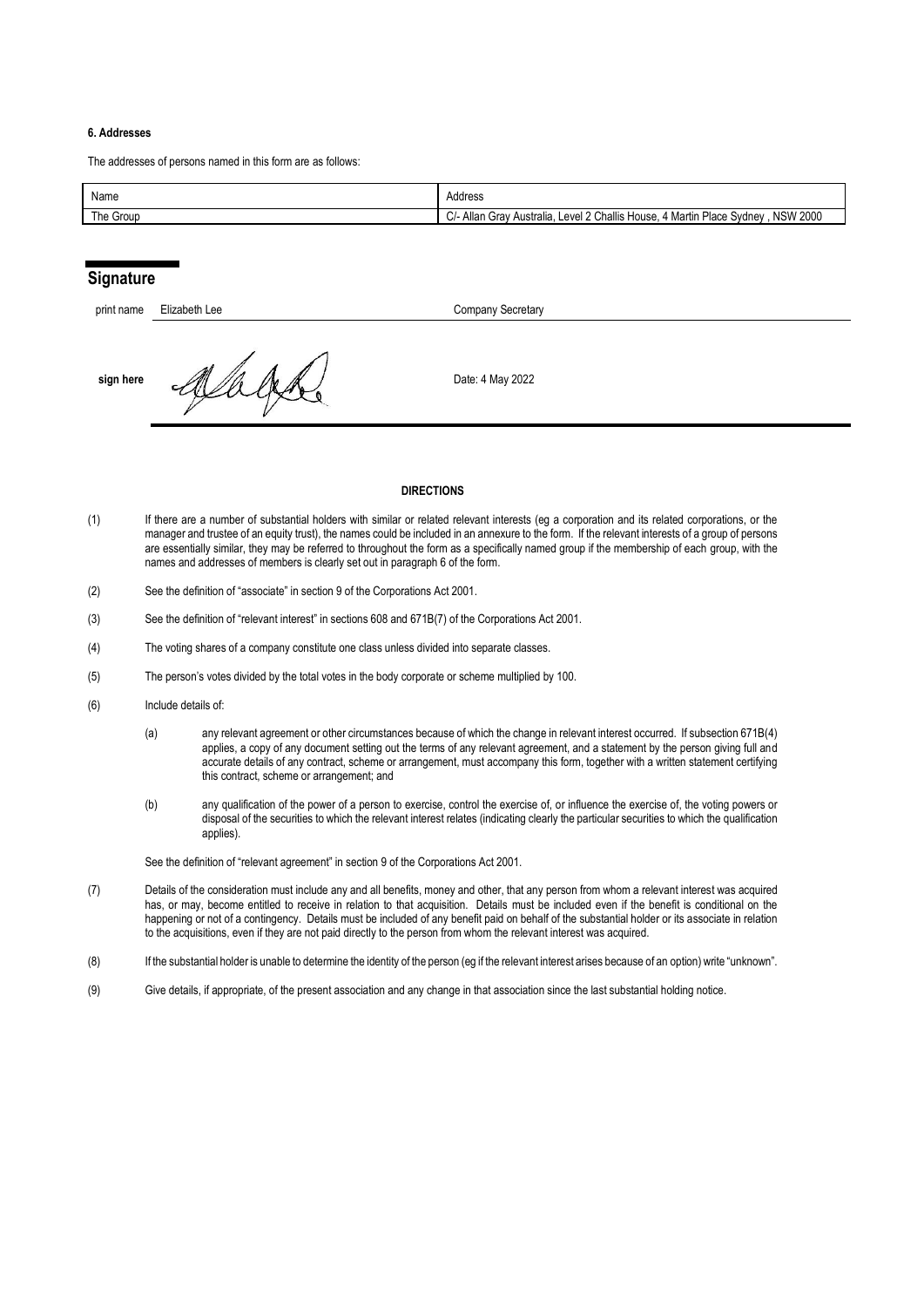#### 6. Addresses

The addresses of persons named in this form are as follows:

| Name | Address |
|---|---|
| The Group | C/- Allan Gray Australia, Level 2 Challis House, 4 Martin Place Sydney , NSW 2000 |

## Signature

| | | |
|---|---|---|
| print name | Elizabeth Lee | Company Secretary |
| **sign here** | | Date: 4 May 2022 |

**DIRECTIONS**

(1) If there are a number of substantial holders with similar or related relevant interests (eg a corporation and its related corporations, or the manager and trustee of an equity trust), the names could be included in an annexure to the form. If the relevant interests of a group of persons are essentially similar, they may be referred to throughout the form as a specifically named group if the membership of each group, with the names and addresses of members is clearly set out in paragraph 6 of the form.

(2) See the definition of "associate" in section 9 of the Corporations Act 2001.

(3) See the definition of "relevant interest" in sections 608 and 671B(7) of the Corporations Act 2001.

(4) The voting shares of a company constitute one class unless divided into separate classes.

(5) The person's votes divided by the total votes in the body corporate or scheme multiplied by 100.

(6) Include details of:

(a) any relevant agreement or other circumstances because of which the change in relevant interest occurred. If subsection 671B(4) applies, a copy of any document setting out the terms of any relevant agreement, and a statement by the person giving full and accurate details of any contract, scheme or arrangement, must accompany this form, together with a written statement certifying this contract, scheme or arrangement; and

(b) any qualification of the power of a person to exercise, control the exercise of, or influence the exercise of, the voting powers or disposal of the securities to which the relevant interest relates (indicating clearly the particular securities to which the qualification applies).

See the definition of "relevant agreement" in section 9 of the Corporations Act 2001.

(7) Details of the consideration must include any and all benefits, money and other, that any person from whom a relevant interest was acquired has, or may, become entitled to receive in relation to that acquisition. Details must be included even if the benefit is conditional on the happening or not of a contingency. Details must be included of any benefit paid on behalf of the substantial holder or its associate in relation to the acquisitions, even if they are not paid directly to the person from whom the relevant interest was acquired.

(8) If the substantial holder is unable to determine the identity of the person (eg if the relevant interest arises because of an option) write "unknown".

(9) Give details, if appropriate, of the present association and any change in that association since the last substantial holding notice.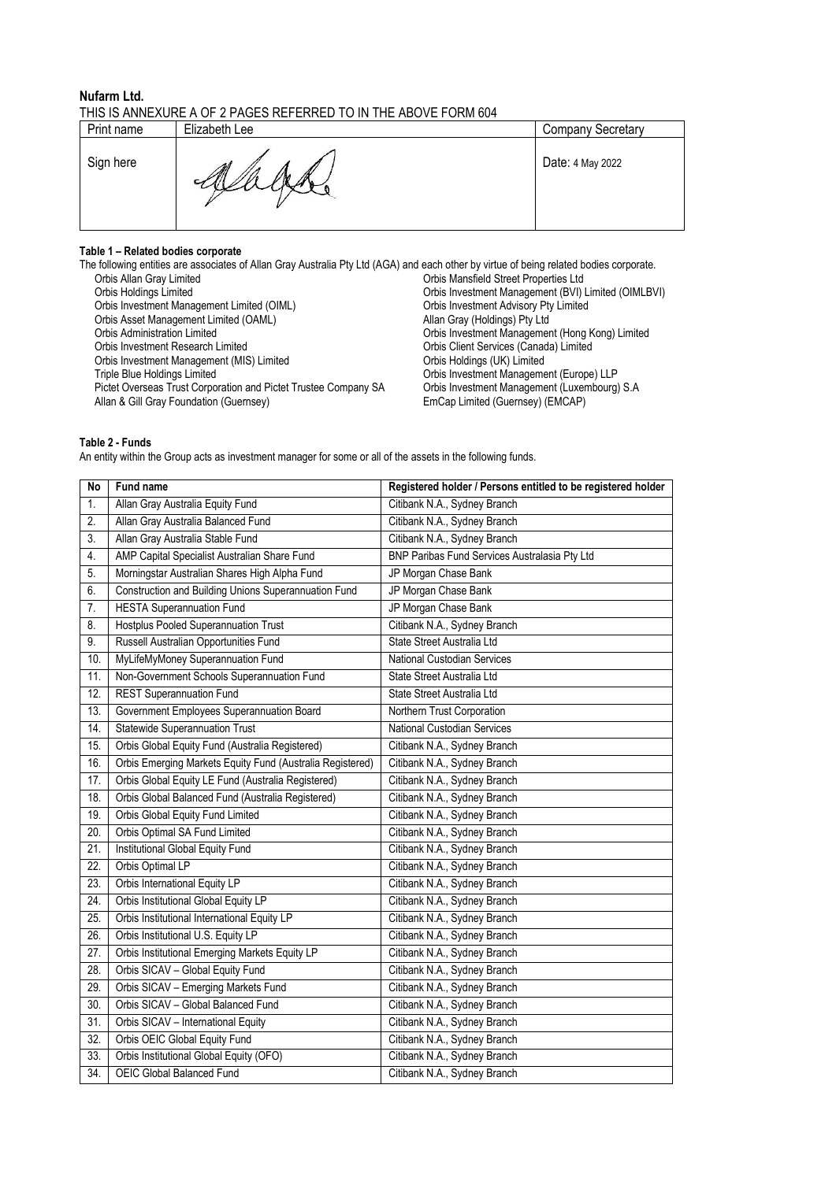**Nufarm Ltd.**

THIS IS ANNEXURE A OF 2 PAGES REFERRED TO IN THE ABOVE FORM 604

| Print name | Elizabeth Lee | Company Secretary |
|---|---|---|
| Sign here | | Date: 4 May 2022 |

**Table 1 – Related bodies corporate**

The following entities are associates of Allan Gray Australia Pty Ltd (AGA) and each other by virtue of being related bodies corporate.

- Orbis Allan Gray Limited
- Orbis Holdings Limited
- Orbis Investment Management Limited (OIML)
- Orbis Asset Management Limited (OAML)
- Orbis Administration Limited
- Orbis Investment Research Limited
- Orbis Investment Management (MIS) Limited
- Triple Blue Holdings Limited
- Pictet Overseas Trust Corporation and Pictet Trustee Company SA
- Allan & Gill Gray Foundation (Guernsey)
- Orbis Mansfield Street Properties Ltd
- Orbis Investment Management (BVI) Limited (OIMLBVI)
- Orbis Investment Advisory Pty Limited
- Allan Gray (Holdings) Pty Ltd
- Orbis Investment Management (Hong Kong) Limited
- Orbis Client Services (Canada) Limited
- Orbis Holdings (UK) Limited
- Orbis Investment Management (Europe) LLP
- Orbis Investment Management (Luxembourg) S.A
- EmCap Limited (Guernsey) (EMCAP)

**Table 2 - Funds**

An entity within the Group acts as investment manager for some or all of the assets in the following funds.

| No | Fund name | Registered holder / Persons entitled to be registered holder |
|---|---|---|
| 1. | Allan Gray Australia Equity Fund | Citibank N.A., Sydney Branch |
| 2. | Allan Gray Australia Balanced Fund | Citibank N.A., Sydney Branch |
| 3. | Allan Gray Australia Stable Fund | Citibank N.A., Sydney Branch |
| 4. | AMP Capital Specialist Australian Share Fund | BNP Paribas Fund Services Australasia Pty Ltd |
| 5. | Morningstar Australian Shares High Alpha Fund | JP Morgan Chase Bank |
| 6. | Construction and Building Unions Superannuation Fund | JP Morgan Chase Bank |
| 7. | HESTA Superannuation Fund | JP Morgan Chase Bank |
| 8. | Hostplus Pooled Superannuation Trust | Citibank N.A., Sydney Branch |
| 9. | Russell Australian Opportunities Fund | State Street Australia Ltd |
| 10. | MyLifeMyMoney Superannuation Fund | National Custodian Services |
| 11. | Non-Government Schools Superannuation Fund | State Street Australia Ltd |
| 12. | REST Superannuation Fund | State Street Australia Ltd |
| 13. | Government Employees Superannuation Board | Northern Trust Corporation |
| 14. | Statewide Superannuation Trust | National Custodian Services |
| 15. | Orbis Global Equity Fund (Australia Registered) | Citibank N.A., Sydney Branch |
| 16. | Orbis Emerging Markets Equity Fund (Australia Registered) | Citibank N.A., Sydney Branch |
| 17. | Orbis Global Equity LE Fund (Australia Registered) | Citibank N.A., Sydney Branch |
| 18. | Orbis Global Balanced Fund (Australia Registered) | Citibank N.A., Sydney Branch |
| 19. | Orbis Global Equity Fund Limited | Citibank N.A., Sydney Branch |
| 20. | Orbis Optimal SA Fund Limited | Citibank N.A., Sydney Branch |
| 21. | Institutional Global Equity Fund | Citibank N.A., Sydney Branch |
| 22. | Orbis Optimal LP | Citibank N.A., Sydney Branch |
| 23. | Orbis International Equity LP | Citibank N.A., Sydney Branch |
| 24. | Orbis Institutional Global Equity LP | Citibank N.A., Sydney Branch |
| 25. | Orbis Institutional International Equity LP | Citibank N.A., Sydney Branch |
| 26. | Orbis Institutional U.S. Equity LP | Citibank N.A., Sydney Branch |
| 27. | Orbis Institutional Emerging Markets Equity LP | Citibank N.A., Sydney Branch |
| 28. | Orbis SICAV – Global Equity Fund | Citibank N.A., Sydney Branch |
| 29. | Orbis SICAV – Emerging Markets Fund | Citibank N.A., Sydney Branch |
| 30. | Orbis SICAV – Global Balanced Fund | Citibank N.A., Sydney Branch |
| 31. | Orbis SICAV – International Equity | Citibank N.A., Sydney Branch |
| 32. | Orbis OEIC Global Equity Fund | Citibank N.A., Sydney Branch |
| 33. | Orbis Institutional Global Equity (OFO) | Citibank N.A., Sydney Branch |
| 34. | OEIC Global Balanced Fund | Citibank N.A., Sydney Branch |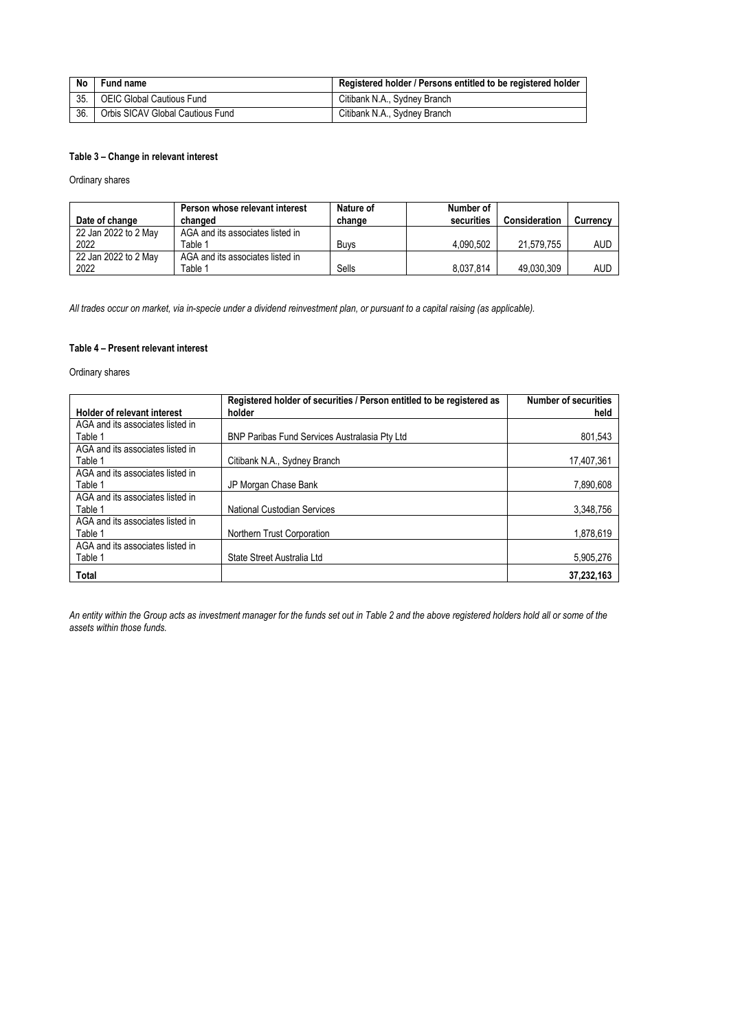| No | Fund name | Registered holder / Persons entitled to be registered holder |
|---|---|---|
| 35. | OEIC Global Cautious Fund | Citibank N.A., Sydney Branch |
| 36. | Orbis SICAV Global Cautious Fund | Citibank N.A., Sydney Branch |

**Table 3 – Change in relevant interest**

Ordinary shares

| Date of change | Person whose relevant interest changed | Nature of change | Number of securities | Consideration | Currency |
|---|---|---|---|---|---|
| 22 Jan 2022 to 2 May 2022 | AGA and its associates listed in Table 1 | Buys | 4,090,502 | 21,579,755 | AUD |
| 22 Jan 2022 to 2 May 2022 | AGA and its associates listed in Table 1 | Sells | 8,037,814 | 49,030,309 | AUD |

*All trades occur on market, via in-specie under a dividend reinvestment plan, or pursuant to a capital raising (as applicable).*

**Table 4 – Present relevant interest**

Ordinary shares

| Holder of relevant interest | Registered holder of securities / Person entitled to be registered as holder | Number of securities held |
|---|---|---|
| AGA and its associates listed in Table 1 | BNP Paribas Fund Services Australasia Pty Ltd | 801,543 |
| AGA and its associates listed in Table 1 | Citibank N.A., Sydney Branch | 17,407,361 |
| AGA and its associates listed in Table 1 | JP Morgan Chase Bank | 7,890,608 |
| AGA and its associates listed in Table 1 | National Custodian Services | 3,348,756 |
| AGA and its associates listed in Table 1 | Northern Trust Corporation | 1,878,619 |
| AGA and its associates listed in Table 1 | State Street Australia Ltd | 5,905,276 |
| **Total** | | **37,232,163** |

*An entity within the Group acts as investment manager for the funds set out in Table 2 and the above registered holders hold all or some of the assets within those funds.*